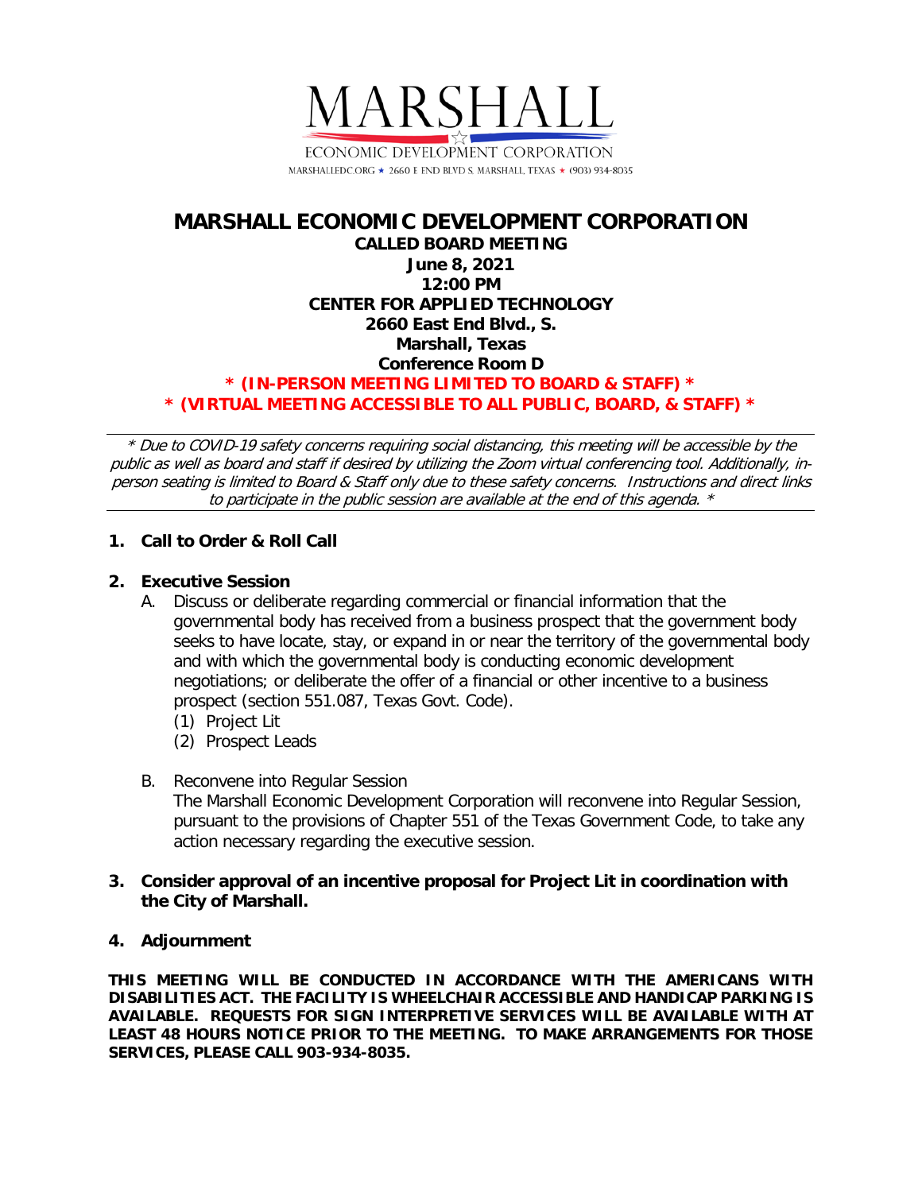MARSHALL
ECONOMIC DEVELOPMENT CORPORATION
MARSHALLEDC.ORG ★ 2660 E END BLVD S. MARSHALL, TEXAS ★ (903) 934-8035

# MARSHALL ECONOMIC DEVELOPMENT CORPORATION

**CALLED BOARD MEETING**
**June 8, 2021**
**12:00 PM**
**CENTER FOR APPLIED TECHNOLOGY**
**2660 East End Blvd., S.**
**Marshall, Texas**
**Conference Room D**

**\* (IN-PERSON MEETING LIMITED TO BOARD & STAFF) \***
**\* (VIRTUAL MEETING ACCESSIBLE TO ALL PUBLIC, BOARD, & STAFF) \***

---

*\* Due to COVID-19 safety concerns requiring social distancing, this meeting will be accessible by the public as well as board and staff if desired by utilizing the Zoom virtual conferencing tool. Additionally, in-person seating is limited to Board & Staff only due to these safety concerns. Instructions and direct links to participate in the public session are available at the end of this agenda. \**

---

**1. Call to Order & Roll Call**

**2. Executive Session**

A. Discuss or deliberate regarding commercial or financial information that the governmental body has received from a business prospect that the government body seeks to have locate, stay, or expand in or near the territory of the governmental body and with which the governmental body is conducting economic development negotiations; or deliberate the offer of a financial or other incentive to a business prospect (section 551.087, Texas Govt. Code).

(1) Project Lit
(2) Prospect Leads

B. Reconvene into Regular Session
The Marshall Economic Development Corporation will reconvene into Regular Session, pursuant to the provisions of Chapter 551 of the Texas Government Code, to take any action necessary regarding the executive session.

**3. Consider approval of an incentive proposal for Project Lit in coordination with the City of Marshall.**

**4. Adjournment**

**THIS MEETING WILL BE CONDUCTED IN ACCORDANCE WITH THE AMERICANS WITH DISABILITIES ACT. THE FACILITY IS WHEELCHAIR ACCESSIBLE AND HANDICAP PARKING IS AVAILABLE. REQUESTS FOR SIGN INTERPRETIVE SERVICES WILL BE AVAILABLE WITH AT LEAST 48 HOURS NOTICE PRIOR TO THE MEETING. TO MAKE ARRANGEMENTS FOR THOSE SERVICES, PLEASE CALL 903-934-8035.**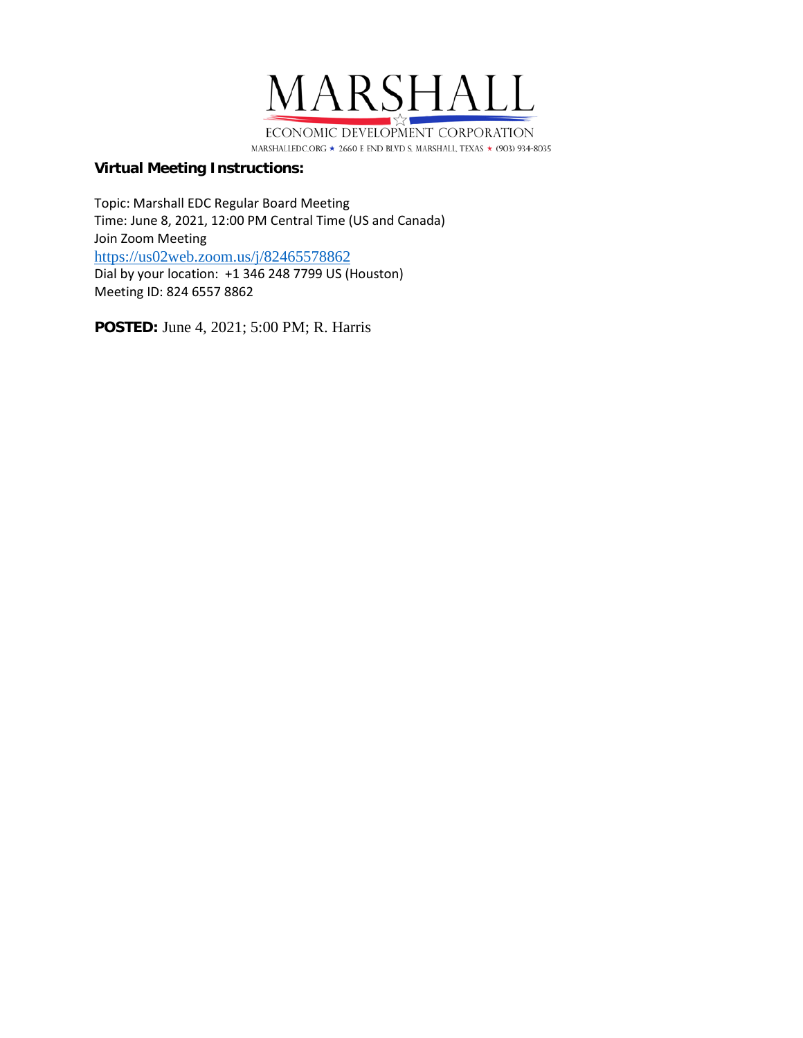# MARSHALL

ECONOMIC DEVELOPMENT CORPORATION

MARSHALLEDC.ORG ★ 2660 E END BLVD S. MARSHALL, TEXAS ★ (903) 934-8035

**Virtual Meeting Instructions:**

Topic: Marshall EDC Regular Board Meeting
Time: June 8, 2021, 12:00 PM Central Time (US and Canada)
Join Zoom Meeting
https://us02web.zoom.us/j/82465578862
Dial by your location: +1 346 248 7799 US (Houston)
Meeting ID: 824 6557 8862

**POSTED:** June 4, 2021; 5:00 PM; R. Harris